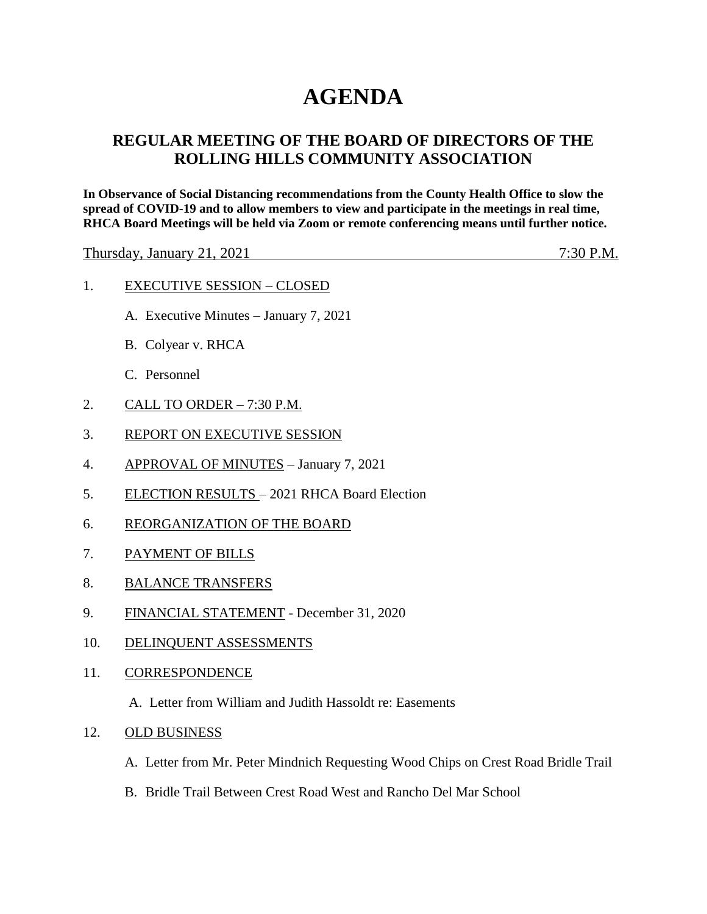# AGENDA

## REGULAR MEETING OF THE BOARD OF DIRECTORS OF THE ROLLING HILLS COMMUNITY ASSOCIATION

**In Observance of Social Distancing recommendations from the County Health Office to slow the spread of COVID-19 and to allow members to view and participate in the meetings in real time, RHCA Board Meetings will be held via Zoom or remote conferencing means until further notice.**

Thursday, January 21, 2021 7:30 P.M.

1. EXECUTIVE SESSION – CLOSED
   - A. Executive Minutes – January 7, 2021
   - B. Colyear v. RHCA
   - C. Personnel
2. CALL TO ORDER – 7:30 P.M.
3. REPORT ON EXECUTIVE SESSION
4. APPROVAL OF MINUTES – January 7, 2021
5. ELECTION RESULTS – 2021 RHCA Board Election
6. REORGANIZATION OF THE BOARD
7. PAYMENT OF BILLS
8. BALANCE TRANSFERS
9. FINANCIAL STATEMENT - December 31, 2020
10. DELINQUENT ASSESSMENTS
11. CORRESPONDENCE
    - A. Letter from William and Judith Hassoldt re: Easements
12. OLD BUSINESS
    - A. Letter from Mr. Peter Mindnich Requesting Wood Chips on Crest Road Bridle Trail
    - B. Bridle Trail Between Crest Road West and Rancho Del Mar School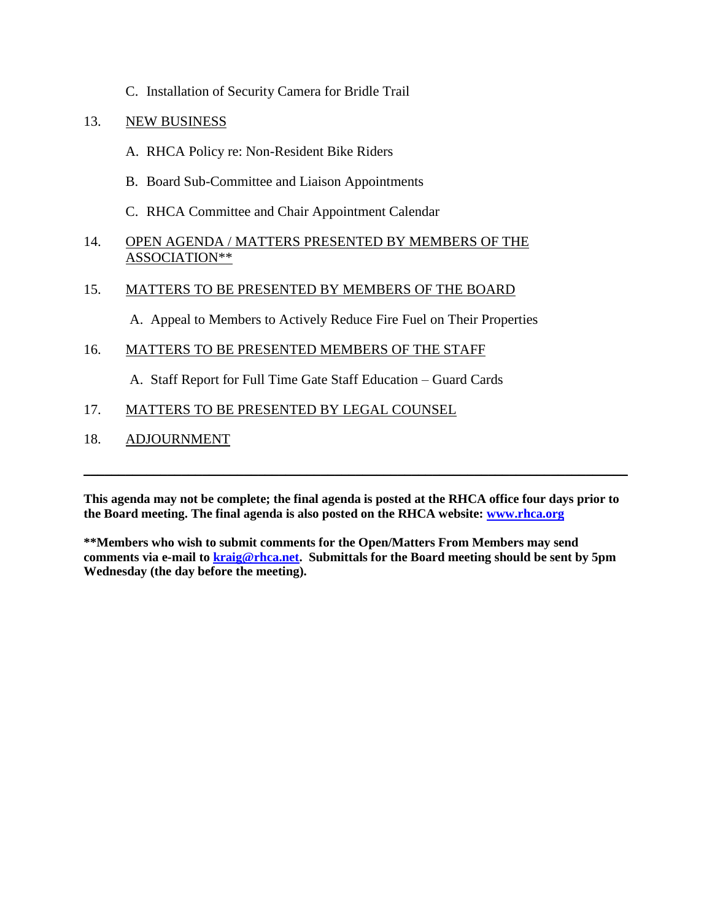C. Installation of Security Camera for Bridle Trail

13. NEW BUSINESS

    A. RHCA Policy re: Non-Resident Bike Riders

    B. Board Sub-Committee and Liaison Appointments

    C. RHCA Committee and Chair Appointment Calendar

14. OPEN AGENDA / MATTERS PRESENTED BY MEMBERS OF THE ASSOCIATION**

15. MATTERS TO BE PRESENTED BY MEMBERS OF THE BOARD

    A. Appeal to Members to Actively Reduce Fire Fuel on Their Properties

16. MATTERS TO BE PRESENTED MEMBERS OF THE STAFF

    A. Staff Report for Full Time Gate Staff Education – Guard Cards

17. MATTERS TO BE PRESENTED BY LEGAL COUNSEL

18. ADJOURNMENT

---

**This agenda may not be complete; the final agenda is posted at the RHCA office four days prior to the Board meeting. The final agenda is also posted on the RHCA website: [www.rhca.org](http://www.rhca.org)**

****Members who wish to submit comments for the Open/Matters From Members may send comments via e-mail to [kraig@rhca.net](mailto:kraig@rhca.net). Submittals for the Board meeting should be sent by 5pm Wednesday (the day before the meeting).**